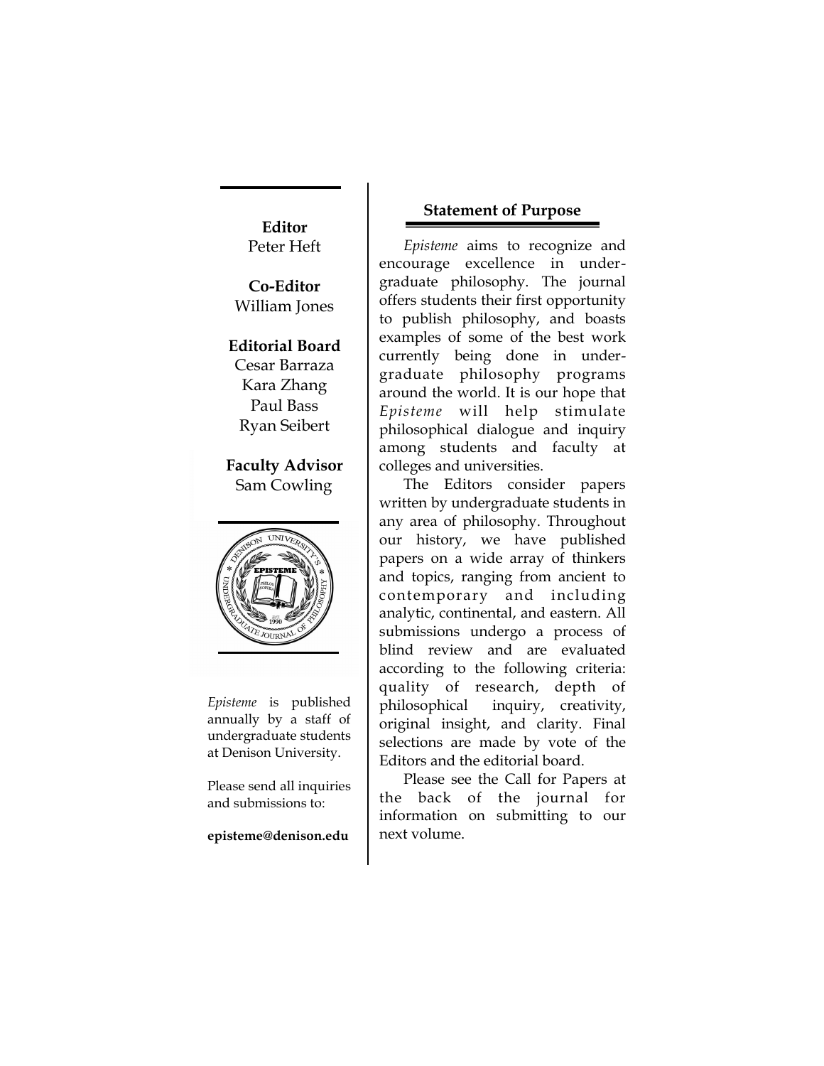**Editor**
Peter Heft

**Co-Editor**
William Jones

**Editorial Board**
Cesar Barraza
Kara Zhang
Paul Bass
Ryan Seibert

**Faculty Advisor**
Sam Cowling

*Episteme* is published annually by a staff of undergraduate students at Denison University.

Please send all inquiries and submissions to:

**episteme@denison.edu**

## Statement of Purpose

*Episteme* aims to recognize and encourage excellence in undergraduate philosophy. The journal offers students their first opportunity to publish philosophy, and boasts examples of some of the best work currently being done in undergraduate philosophy programs around the world. It is our hope that *Episteme* will help stimulate philosophical dialogue and inquiry among students and faculty at colleges and universities.

The Editors consider papers written by undergraduate students in any area of philosophy. Throughout our history, we have published papers on a wide array of thinkers and topics, ranging from ancient to contemporary and including analytic, continental, and eastern. All submissions undergo a process of blind review and are evaluated according to the following criteria: quality of research, depth of philosophical inquiry, creativity, original insight, and clarity. Final selections are made by vote of the Editors and the editorial board.

Please see the Call for Papers at the back of the journal for information on submitting to our next volume.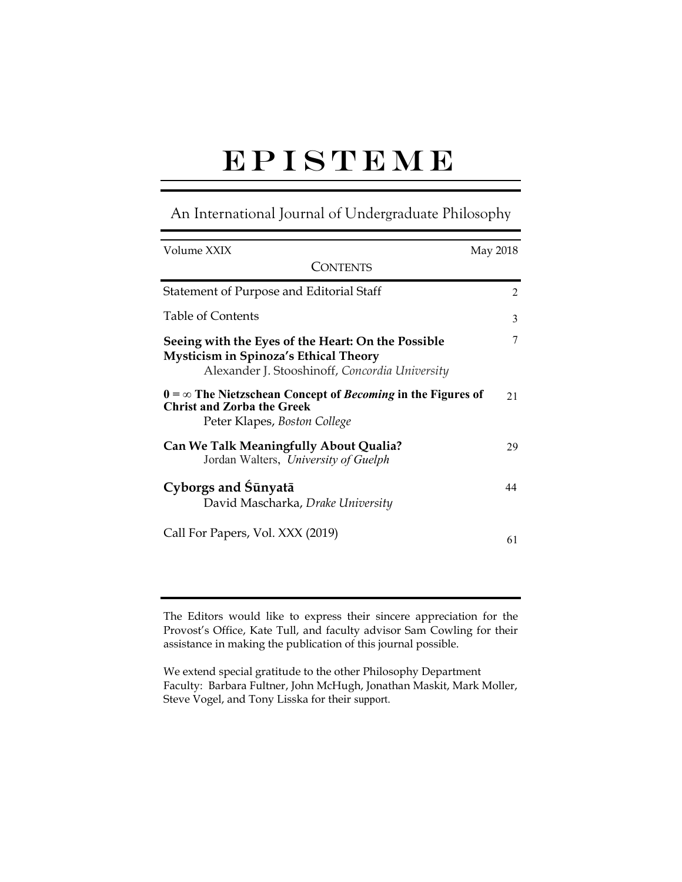# EPISTEME

An International Journal of Undergraduate Philosophy

Volume XXIX May 2018

CONTENTS

| | |
|---|---|
| Statement of Purpose and Editorial Staff | 2 |
| Table of Contents | 3 |
| **Seeing with the Eyes of the Heart: On the Possible Mysticism in Spinoza's Ethical Theory**<br>Alexander J. Stooshinoff, *Concordia University* | 7 |
| **$0 = \infty$ The Nietzschean Concept of *Becoming* in the Figures of Christ and Zorba the Greek**<br>Peter Klapes, *Boston College* | 21 |
| **Can We Talk Meaningfully About Qualia?**<br>Jordan Walters, *University of Guelph* | 29 |
| **Cyborgs and Śūnyatā**<br>David Mascharka, *Drake University* | 44 |
| Call For Papers, Vol. XXX (2019) | 61 |

The Editors would like to express their sincere appreciation for the Provost's Office, Kate Tull, and faculty advisor Sam Cowling for their assistance in making the publication of this journal possible.

We extend special gratitude to the other Philosophy Department Faculty: Barbara Fultner, John McHugh, Jonathan Maskit, Mark Moller, Steve Vogel, and Tony Lisska for their support.